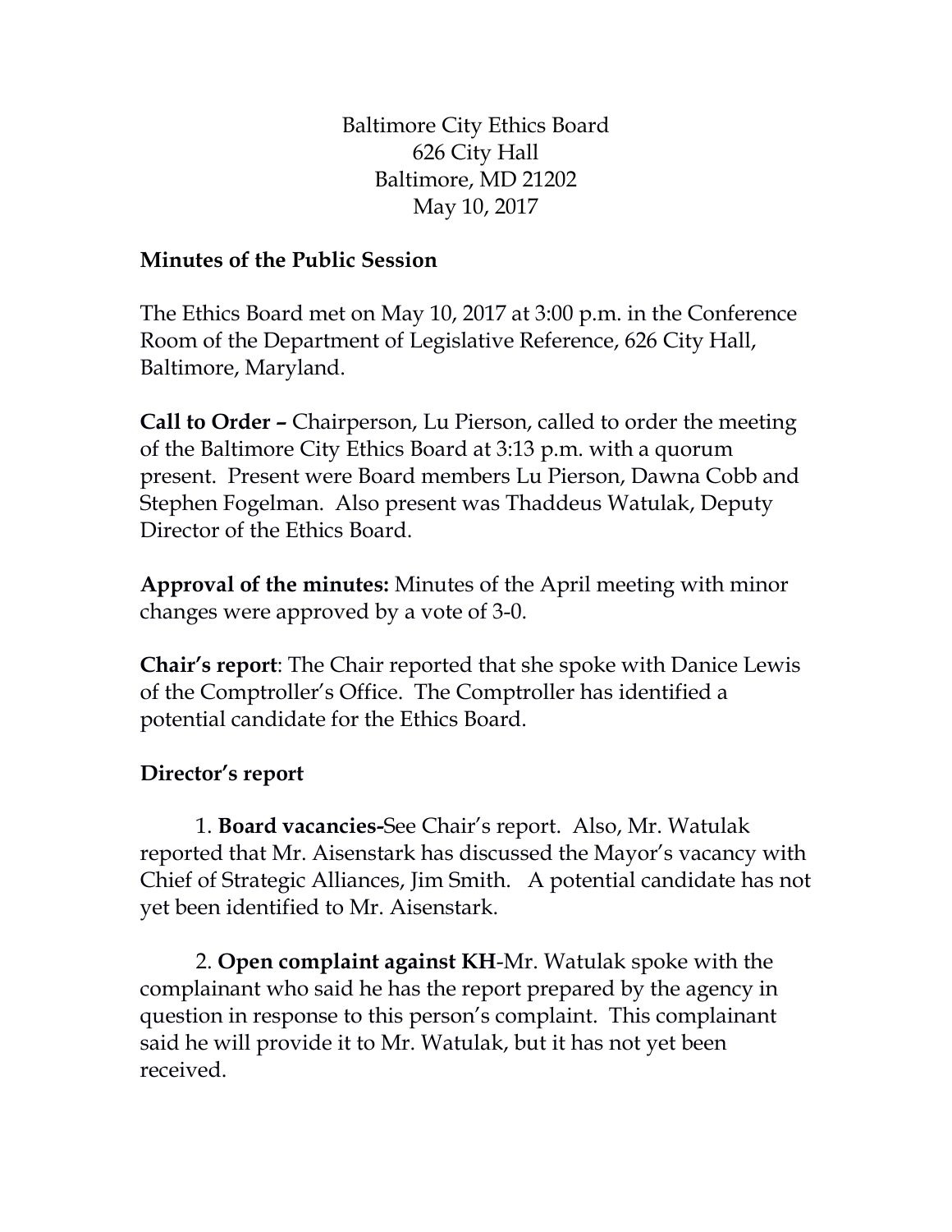Baltimore City Ethics Board
626 City Hall
Baltimore, MD 21202
May 10, 2017

**Minutes of the Public Session**

The Ethics Board met on May 10, 2017 at 3:00 p.m. in the Conference Room of the Department of Legislative Reference, 626 City Hall, Baltimore, Maryland.

**Call to Order –** Chairperson, Lu Pierson, called to order the meeting of the Baltimore City Ethics Board at 3:13 p.m. with a quorum present. Present were Board members Lu Pierson, Dawna Cobb and Stephen Fogelman. Also present was Thaddeus Watulak, Deputy Director of the Ethics Board.

**Approval of the minutes:** Minutes of the April meeting with minor changes were approved by a vote of 3-0.

**Chair's report**: The Chair reported that she spoke with Danice Lewis of the Comptroller's Office. The Comptroller has identified a potential candidate for the Ethics Board.

**Director's report**

1. **Board vacancies-**See Chair's report. Also, Mr. Watulak reported that Mr. Aisenstark has discussed the Mayor's vacancy with Chief of Strategic Alliances, Jim Smith. A potential candidate has not yet been identified to Mr. Aisenstark.

2. **Open complaint against KH**-Mr. Watulak spoke with the complainant who said he has the report prepared by the agency in question in response to this person's complaint. This complainant said he will provide it to Mr. Watulak, but it has not yet been received.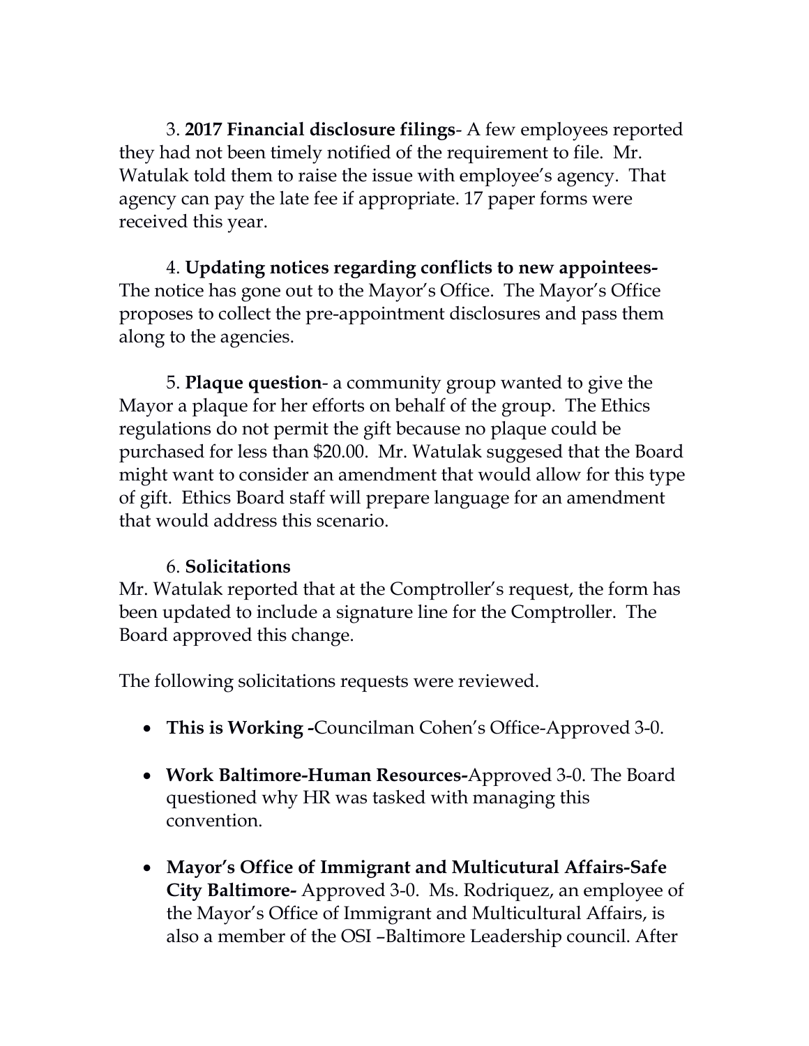3. **2017 Financial disclosure filings**- A few employees reported they had not been timely notified of the requirement to file. Mr. Watulak told them to raise the issue with employee's agency. That agency can pay the late fee if appropriate. 17 paper forms were received this year.

4. **Updating notices regarding conflicts to new appointees-** The notice has gone out to the Mayor's Office. The Mayor's Office proposes to collect the pre-appointment disclosures and pass them along to the agencies.

5. **Plaque question**- a community group wanted to give the Mayor a plaque for her efforts on behalf of the group. The Ethics regulations do not permit the gift because no plaque could be purchased for less than $20.00. Mr. Watulak suggesed that the Board might want to consider an amendment that would allow for this type of gift. Ethics Board staff will prepare language for an amendment that would address this scenario.

6. **Solicitations**
Mr. Watulak reported that at the Comptroller's request, the form has been updated to include a signature line for the Comptroller. The Board approved this change.

The following solicitations requests were reviewed.

- **This is Working -**Councilman Cohen's Office-Approved 3-0.
- **Work Baltimore-Human Resources-**Approved 3-0. The Board questioned why HR was tasked with managing this convention.
- **Mayor's Office of Immigrant and Multicutural Affairs-Safe City Baltimore-** Approved 3-0. Ms. Rodriquez, an employee of the Mayor's Office of Immigrant and Multicultural Affairs, is also a member of the OSI –Baltimore Leadership council. After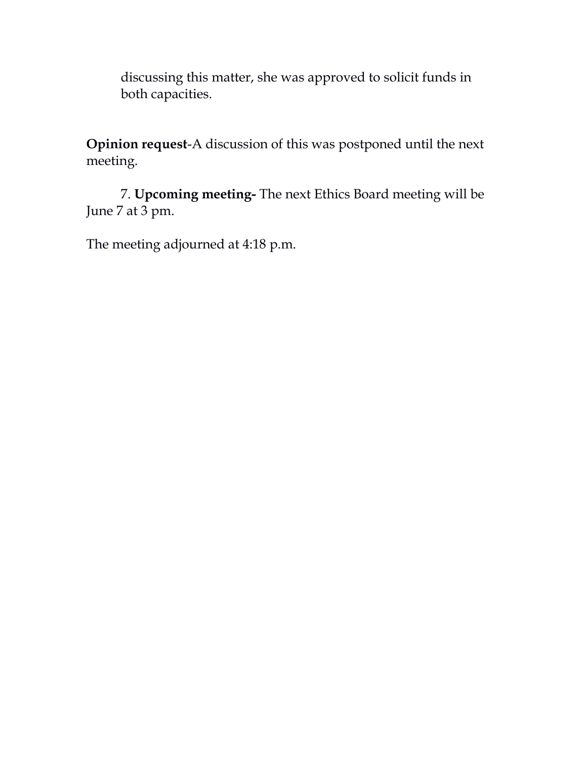discussing this matter, she was approved to solicit funds in both capacities.

**Opinion request**-A discussion of this was postponed until the next meeting.

7. **Upcoming meeting-** The next Ethics Board meeting will be June 7 at 3 pm.

The meeting adjourned at 4:18 p.m.